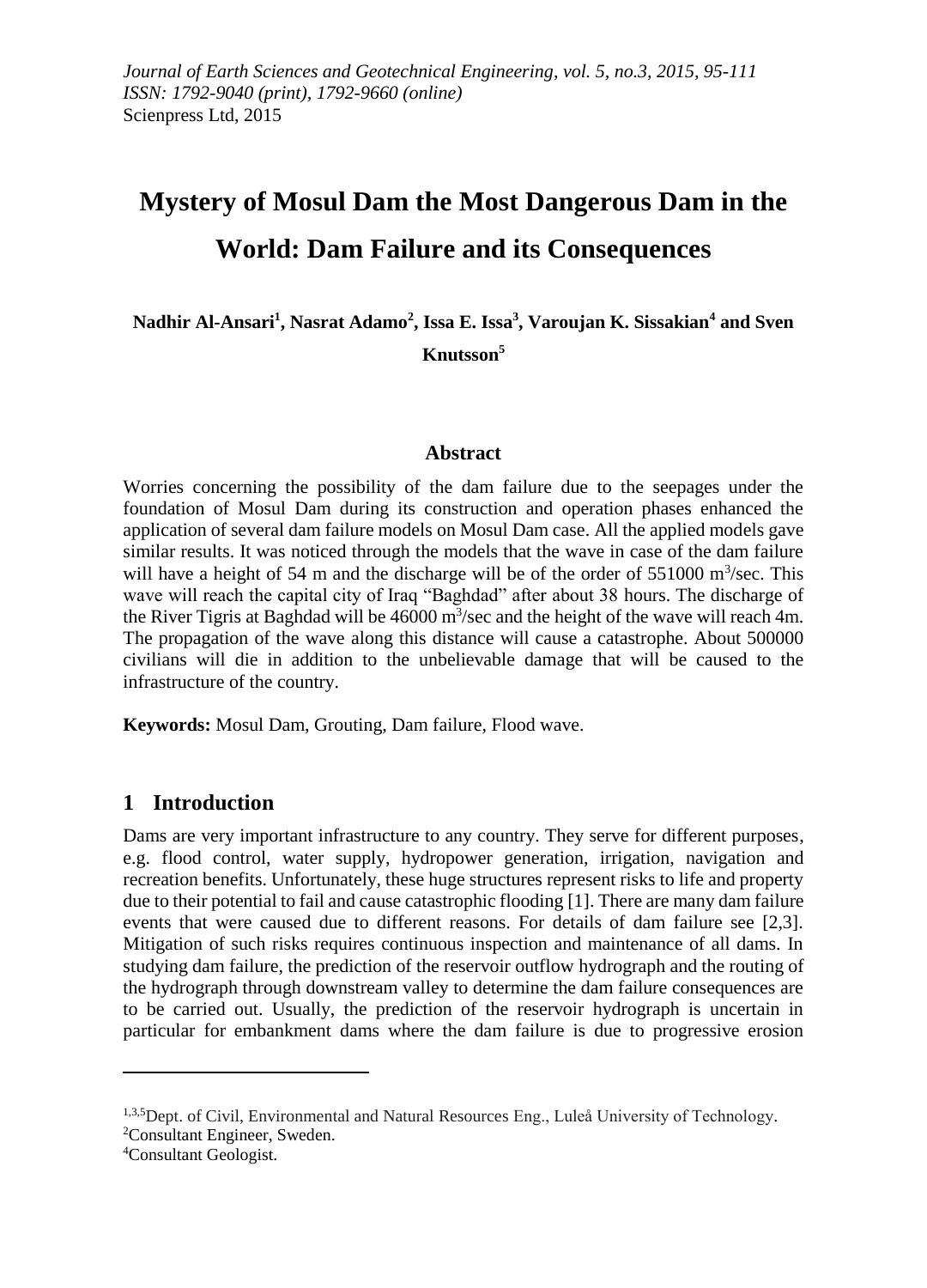*Journal of Earth Sciences and Geotechnical Engineering, vol. 5, no.3, 2015, 95-111*
*ISSN: 1792-9040 (print), 1792-9660 (online)*
Scienpress Ltd, 2015

# Mystery of Mosul Dam the Most Dangerous Dam in the World: Dam Failure and its Consequences

**Nadhir Al-Ansari[1], Nasrat Adamo[2], Issa E. Issa[3], Varoujan K. Sissakian[4] and Sven Knutsson[5]**

### Abstract

Worries concerning the possibility of the dam failure due to the seepages under the foundation of Mosul Dam during its construction and operation phases enhanced the application of several dam failure models on Mosul Dam case. All the applied models gave similar results. It was noticed through the models that the wave in case of the dam failure will have a height of 54 m and the discharge will be of the order of 551000 $m^3$/sec. This wave will reach the capital city of Iraq "Baghdad" after about 38 hours. The discharge of the River Tigris at Baghdad will be 46000 $m^3$/sec and the height of the wave will reach 4m. The propagation of the wave along this distance will cause a catastrophe. About 500000 civilians will die in addition to the unbelievable damage that will be caused to the infrastructure of the country.

**Keywords:** Mosul Dam, Grouting, Dam failure, Flood wave.

## 1 Introduction

Dams are very important infrastructure to any country. They serve for different purposes, e.g. flood control, water supply, hydropower generation, irrigation, navigation and recreation benefits. Unfortunately, these huge structures represent risks to life and property due to their potential to fail and cause catastrophic flooding [1]. There are many dam failure events that were caused due to different reasons. For details of dam failure see [2,3]. Mitigation of such risks requires continuous inspection and maintenance of all dams. In studying dam failure, the prediction of the reservoir outflow hydrograph and the routing of the hydrograph through downstream valley to determine the dam failure consequences are to be carried out. Usually, the prediction of the reservoir hydrograph is uncertain in particular for embankment dams where the dam failure is due to progressive erosion

---

[1,3,5]Dept. of Civil, Environmental and Natural Resources Eng., Luleå University of Technology.
[2]Consultant Engineer, Sweden.
[4]Consultant Geologist.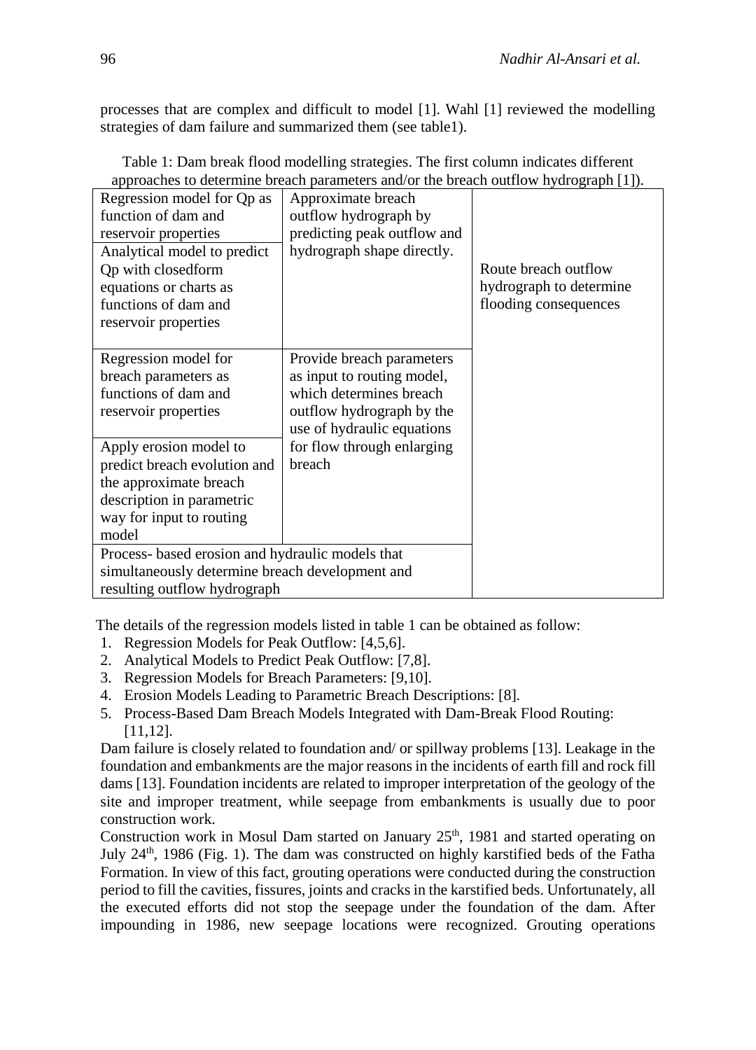processes that are complex and difficult to model [1]. Wahl [1] reviewed the modelling strategies of dam failure and summarized them (see table1).

Table 1: Dam break flood modelling strategies. The first column indicates different approaches to determine breach parameters and/or the breach outflow hydrograph [1]).

| | | |
|---|---|---|
| Regression model for Qp as function of dam and reservoir properties | Approximate breach outflow hydrograph by predicting peak outflow and hydrograph shape directly. | Route breach outflow hydrograph to determine flooding consequences |
| Analytical model to predict Qp with closedform equations or charts as functions of dam and reservoir properties | | |
| Regression model for breach parameters as functions of dam and reservoir properties | Provide breach parameters as input to routing model, which determines breach outflow hydrograph by the use of hydraulic equations for flow through enlarging breach | |
| Apply erosion model to predict breach evolution and the approximate breach description in parametric way for input to routing model | | |
| Process- based erosion and hydraulic models that simultaneously determine breach development and resulting outflow hydrograph | | |

The details of the regression models listed in table 1 can be obtained as follow:

1. Regression Models for Peak Outflow: [4,5,6].
2. Analytical Models to Predict Peak Outflow: [7,8].
3. Regression Models for Breach Parameters: [9,10].
4. Erosion Models Leading to Parametric Breach Descriptions: [8].
5. Process-Based Dam Breach Models Integrated with Dam-Break Flood Routing: [11,12].

Dam failure is closely related to foundation and/ or spillway problems [13]. Leakage in the foundation and embankments are the major reasons in the incidents of earth fill and rock fill dams [13]. Foundation incidents are related to improper interpretation of the geology of the site and improper treatment, while seepage from embankments is usually due to poor construction work.

Construction work in Mosul Dam started on January 25th, 1981 and started operating on July 24th, 1986 (Fig. 1). The dam was constructed on highly karstified beds of the Fatha Formation. In view of this fact, grouting operations were conducted during the construction period to fill the cavities, fissures, joints and cracks in the karstified beds. Unfortunately, all the executed efforts did not stop the seepage under the foundation of the dam. After impounding in 1986, new seepage locations were recognized. Grouting operations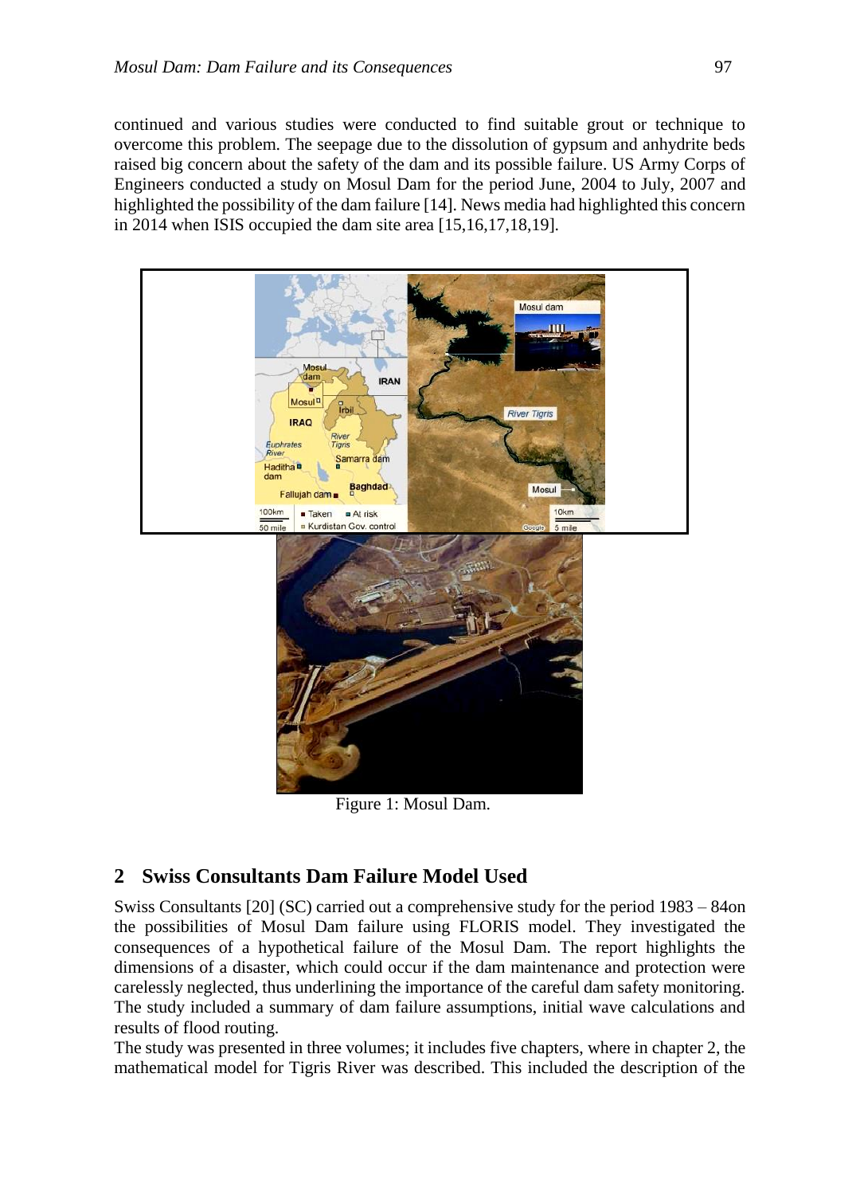continued and various studies were conducted to find suitable grout or technique to overcome this problem. The seepage due to the dissolution of gypsum and anhydrite beds raised big concern about the safety of the dam and its possible failure. US Army Corps of Engineers conducted a study on Mosul Dam for the period June, 2004 to July, 2007 and highlighted the possibility of the dam failure [14]. News media had highlighted this concern in 2014 when ISIS occupied the dam site area [15,16,17,18,19].

Figure 1: Mosul Dam.

## 2 Swiss Consultants Dam Failure Model Used

Swiss Consultants [20] (SC) carried out a comprehensive study for the period 1983 – 84on the possibilities of Mosul Dam failure using FLORIS model. They investigated the consequences of a hypothetical failure of the Mosul Dam. The report highlights the dimensions of a disaster, which could occur if the dam maintenance and protection were carelessly neglected, thus underlining the importance of the careful dam safety monitoring. The study included a summary of dam failure assumptions, initial wave calculations and results of flood routing.

The study was presented in three volumes; it includes five chapters, where in chapter 2, the mathematical model for Tigris River was described. This included the description of the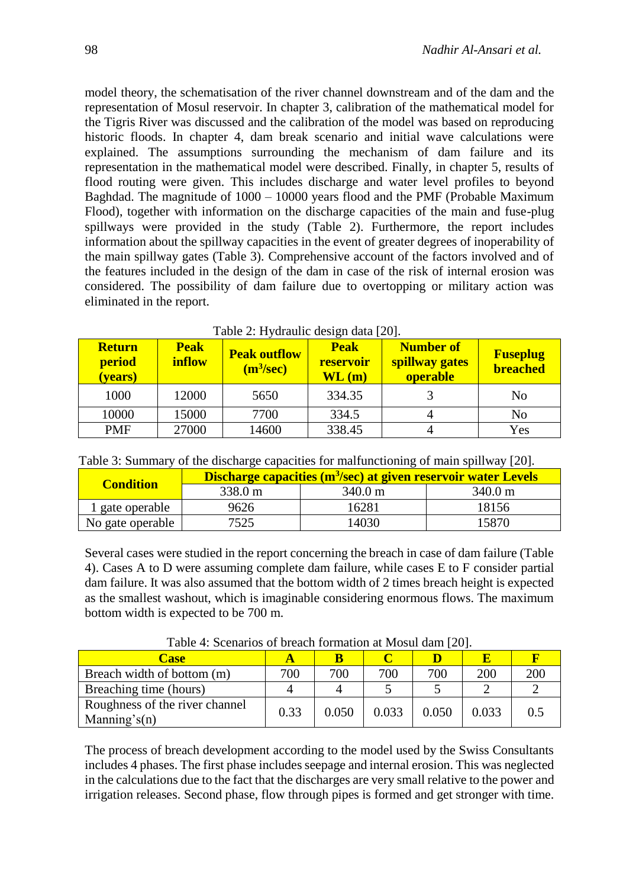model theory, the schematisation of the river channel downstream and of the dam and the representation of Mosul reservoir. In chapter 3, calibration of the mathematical model for the Tigris River was discussed and the calibration of the model was based on reproducing historic floods. In chapter 4, dam break scenario and initial wave calculations were explained. The assumptions surrounding the mechanism of dam failure and its representation in the mathematical model were described. Finally, in chapter 5, results of flood routing were given. This includes discharge and water level profiles to beyond Baghdad. The magnitude of 1000 – 10000 years flood and the PMF (Probable Maximum Flood), together with information on the discharge capacities of the main and fuse-plug spillways were provided in the study (Table 2). Furthermore, the report includes information about the spillway capacities in the event of greater degrees of inoperability of the main spillway gates (Table 3). Comprehensive account of the factors involved and of the features included in the design of the dam in case of the risk of internal erosion was considered. The possibility of dam failure due to overtopping or military action was eliminated in the report.

Table 2: Hydraulic design data [20].

| Return period (years) | Peak inflow | Peak outflow ($m^3$/sec) | Peak reservoir WL (m) | Number of spillway gates operable | Fuseplug breached |
|---|---|---|---|---|---|
| 1000 | 12000 | 5650 | 334.35 | 3 | No |
| 10000 | 15000 | 7700 | 334.5 | 4 | No |
| PMF | 27000 | 14600 | 338.45 | 4 | Yes |

Table 3: Summary of the discharge capacities for malfunctioning of main spillway [20].

| Condition | Discharge capacities ($m^3$/sec) at given reservoir water Levels | | |
|---|---|---|---|
| | 338.0 m | 340.0 m | 340.0 m |
| 1 gate operable | 9626 | 16281 | 18156 |
| No gate operable | 7525 | 14030 | 15870 |

Several cases were studied in the report concerning the breach in case of dam failure (Table 4). Cases A to D were assuming complete dam failure, while cases E to F consider partial dam failure. It was also assumed that the bottom width of 2 times breach height is expected as the smallest washout, which is imaginable considering enormous flows. The maximum bottom width is expected to be 700 m.

Table 4: Scenarios of breach formation at Mosul dam [20].

| Case | A | B | C | D | E | F |
|---|---|---|---|---|---|---|
| Breach width of bottom (m) | 700 | 700 | 700 | 700 | 200 | 200 |
| Breaching time (hours) | 4 | 4 | 5 | 5 | 2 | 2 |
| Roughness of the river channel Manning's(n) | 0.33 | 0.050 | 0.033 | 0.050 | 0.033 | 0.5 |

The process of breach development according to the model used by the Swiss Consultants includes 4 phases. The first phase includes seepage and internal erosion. This was neglected in the calculations due to the fact that the discharges are very small relative to the power and irrigation releases. Second phase, flow through pipes is formed and get stronger with time.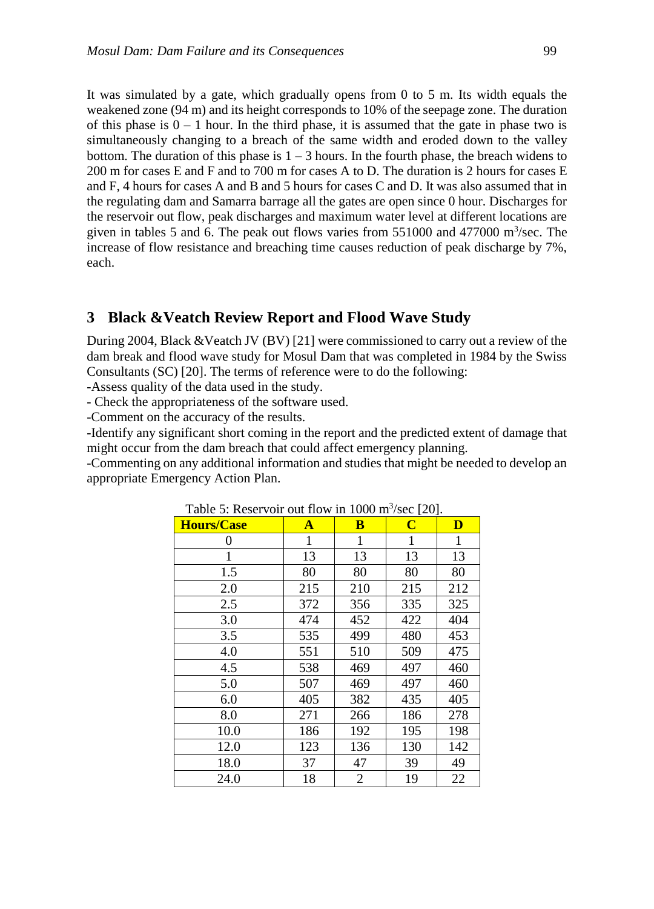It was simulated by a gate, which gradually opens from 0 to 5 m. Its width equals the weakened zone (94 m) and its height corresponds to 10% of the seepage zone. The duration of this phase is 0 – 1 hour. In the third phase, it is assumed that the gate in phase two is simultaneously changing to a breach of the same width and eroded down to the valley bottom. The duration of this phase is 1 – 3 hours. In the fourth phase, the breach widens to 200 m for cases E and F and to 700 m for cases A to D. The duration is 2 hours for cases E and F, 4 hours for cases A and B and 5 hours for cases C and D. It was also assumed that in the regulating dam and Samarra barrage all the gates are open since 0 hour. Discharges for the reservoir out flow, peak discharges and maximum water level at different locations are given in tables 5 and 6. The peak out flows varies from 551000 and 477000 $m^3$/sec. The increase of flow resistance and breaching time causes reduction of peak discharge by 7%, each.

## 3 Black &Veatch Review Report and Flood Wave Study

During 2004, Black &Veatch JV (BV) [21] were commissioned to carry out a review of the dam break and flood wave study for Mosul Dam that was completed in 1984 by the Swiss Consultants (SC) [20]. The terms of reference were to do the following:

-Assess quality of the data used in the study.

- Check the appropriateness of the software used.

-Comment on the accuracy of the results.

-Identify any significant short coming in the report and the predicted extent of damage that might occur from the dam breach that could affect emergency planning.

-Commenting on any additional information and studies that might be needed to develop an appropriate Emergency Action Plan.

Table 5: Reservoir out flow in 1000 $m^3$/sec [20].

| Hours/Case | A | B | C | D |
|---|---|---|---|---|
| 0 | 1 | 1 | 1 | 1 |
| 1 | 13 | 13 | 13 | 13 |
| 1.5 | 80 | 80 | 80 | 80 |
| 2.0 | 215 | 210 | 215 | 212 |
| 2.5 | 372 | 356 | 335 | 325 |
| 3.0 | 474 | 452 | 422 | 404 |
| 3.5 | 535 | 499 | 480 | 453 |
| 4.0 | 551 | 510 | 509 | 475 |
| 4.5 | 538 | 469 | 497 | 460 |
| 5.0 | 507 | 469 | 497 | 460 |
| 6.0 | 405 | 382 | 435 | 405 |
| 8.0 | 271 | 266 | 186 | 278 |
| 10.0 | 186 | 192 | 195 | 198 |
| 12.0 | 123 | 136 | 130 | 142 |
| 18.0 | 37 | 47 | 39 | 49 |
| 24.0 | 18 | 2 | 19 | 22 |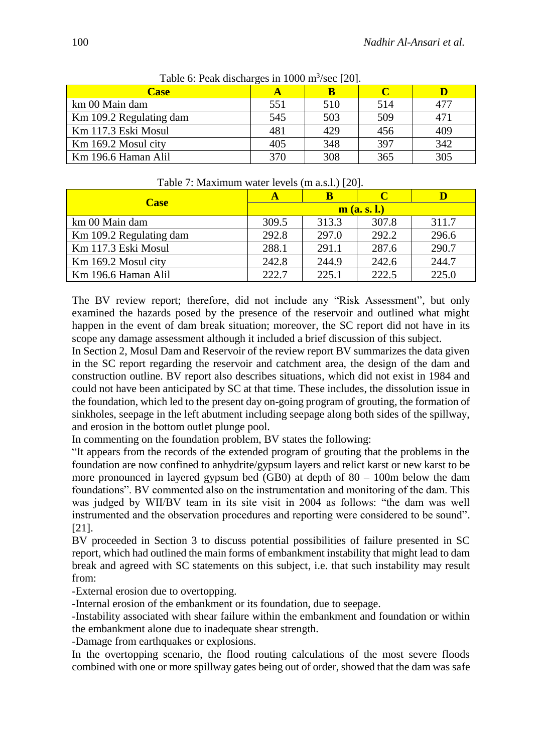Table 6: Peak discharges in 1000 $m^3$/sec [20].

| Case | A | B | C | D |
|---|---|---|---|---|
| km 00 Main dam | 551 | 510 | 514 | 477 |
| Km 109.2 Regulating dam | 545 | 503 | 509 | 471 |
| Km 117.3 Eski Mosul | 481 | 429 | 456 | 409 |
| Km 169.2 Mosul city | 405 | 348 | 397 | 342 |
| Km 196.6 Haman Alil | 370 | 308 | 365 | 305 |

Table 7: Maximum water levels (m a.s.l.) [20].

| Case | A | B | C | D |
|---|---|---|---|---|
| | m (a. s. l.) | | | |
| km 00 Main dam | 309.5 | 313.3 | 307.8 | 311.7 |
| Km 109.2 Regulating dam | 292.8 | 297.0 | 292.2 | 296.6 |
| Km 117.3 Eski Mosul | 288.1 | 291.1 | 287.6 | 290.7 |
| Km 169.2 Mosul city | 242.8 | 244.9 | 242.6 | 244.7 |
| Km 196.6 Haman Alil | 222.7 | 225.1 | 222.5 | 225.0 |

The BV review report; therefore, did not include any "Risk Assessment", but only examined the hazards posed by the presence of the reservoir and outlined what might happen in the event of dam break situation; moreover, the SC report did not have in its scope any damage assessment although it included a brief discussion of this subject.

In Section 2, Mosul Dam and Reservoir of the review report BV summarizes the data given in the SC report regarding the reservoir and catchment area, the design of the dam and construction outline. BV report also describes situations, which did not exist in 1984 and could not have been anticipated by SC at that time. These includes, the dissolution issue in the foundation, which led to the present day on-going program of grouting, the formation of sinkholes, seepage in the left abutment including seepage along both sides of the spillway, and erosion in the bottom outlet plunge pool.

In commenting on the foundation problem, BV states the following:

"It appears from the records of the extended program of grouting that the problems in the foundation are now confined to anhydrite/gypsum layers and relict karst or new karst to be more pronounced in layered gypsum bed (GB0) at depth of 80 – 100m below the dam foundations". BV commented also on the instrumentation and monitoring of the dam. This was judged by WII/BV team in its site visit in 2004 as follows: "the dam was well instrumented and the observation procedures and reporting were considered to be sound". [21].

BV proceeded in Section 3 to discuss potential possibilities of failure presented in SC report, which had outlined the main forms of embankment instability that might lead to dam break and agreed with SC statements on this subject, i.e. that such instability may result from:

-External erosion due to overtopping.

-Internal erosion of the embankment or its foundation, due to seepage.

-Instability associated with shear failure within the embankment and foundation or within the embankment alone due to inadequate shear strength.

-Damage from earthquakes or explosions.

In the overtopping scenario, the flood routing calculations of the most severe floods combined with one or more spillway gates being out of order, showed that the dam was safe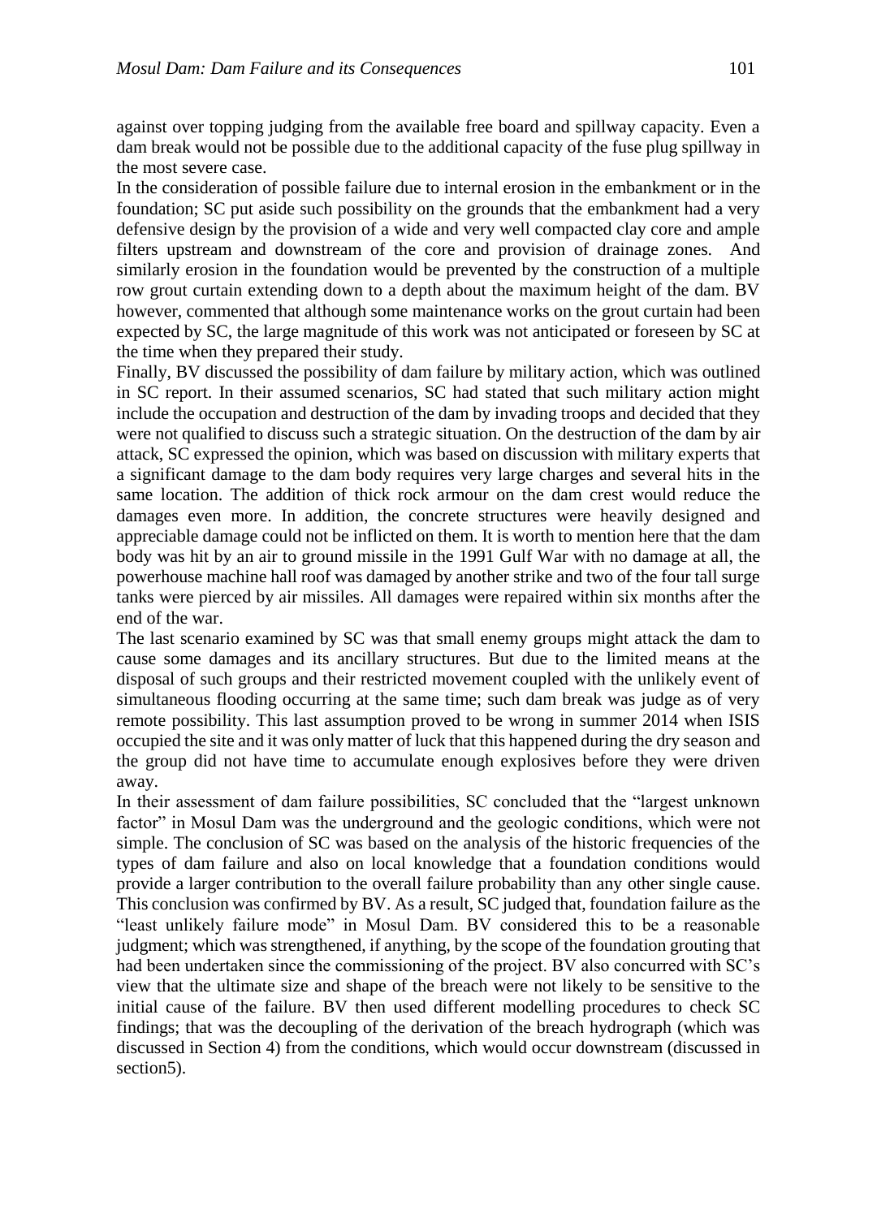against over topping judging from the available free board and spillway capacity. Even a dam break would not be possible due to the additional capacity of the fuse plug spillway in the most severe case.

In the consideration of possible failure due to internal erosion in the embankment or in the foundation; SC put aside such possibility on the grounds that the embankment had a very defensive design by the provision of a wide and very well compacted clay core and ample filters upstream and downstream of the core and provision of drainage zones. And similarly erosion in the foundation would be prevented by the construction of a multiple row grout curtain extending down to a depth about the maximum height of the dam. BV however, commented that although some maintenance works on the grout curtain had been expected by SC, the large magnitude of this work was not anticipated or foreseen by SC at the time when they prepared their study.

Finally, BV discussed the possibility of dam failure by military action, which was outlined in SC report. In their assumed scenarios, SC had stated that such military action might include the occupation and destruction of the dam by invading troops and decided that they were not qualified to discuss such a strategic situation. On the destruction of the dam by air attack, SC expressed the opinion, which was based on discussion with military experts that a significant damage to the dam body requires very large charges and several hits in the same location. The addition of thick rock armour on the dam crest would reduce the damages even more. In addition, the concrete structures were heavily designed and appreciable damage could not be inflicted on them. It is worth to mention here that the dam body was hit by an air to ground missile in the 1991 Gulf War with no damage at all, the powerhouse machine hall roof was damaged by another strike and two of the four tall surge tanks were pierced by air missiles. All damages were repaired within six months after the end of the war.

The last scenario examined by SC was that small enemy groups might attack the dam to cause some damages and its ancillary structures. But due to the limited means at the disposal of such groups and their restricted movement coupled with the unlikely event of simultaneous flooding occurring at the same time; such dam break was judge as of very remote possibility. This last assumption proved to be wrong in summer 2014 when ISIS occupied the site and it was only matter of luck that this happened during the dry season and the group did not have time to accumulate enough explosives before they were driven away.

In their assessment of dam failure possibilities, SC concluded that the "largest unknown factor" in Mosul Dam was the underground and the geologic conditions, which were not simple. The conclusion of SC was based on the analysis of the historic frequencies of the types of dam failure and also on local knowledge that a foundation conditions would provide a larger contribution to the overall failure probability than any other single cause. This conclusion was confirmed by BV. As a result, SC judged that, foundation failure as the "least unlikely failure mode" in Mosul Dam. BV considered this to be a reasonable judgment; which was strengthened, if anything, by the scope of the foundation grouting that had been undertaken since the commissioning of the project. BV also concurred with SC's view that the ultimate size and shape of the breach were not likely to be sensitive to the initial cause of the failure. BV then used different modelling procedures to check SC findings; that was the decoupling of the derivation of the breach hydrograph (which was discussed in Section 4) from the conditions, which would occur downstream (discussed in section5).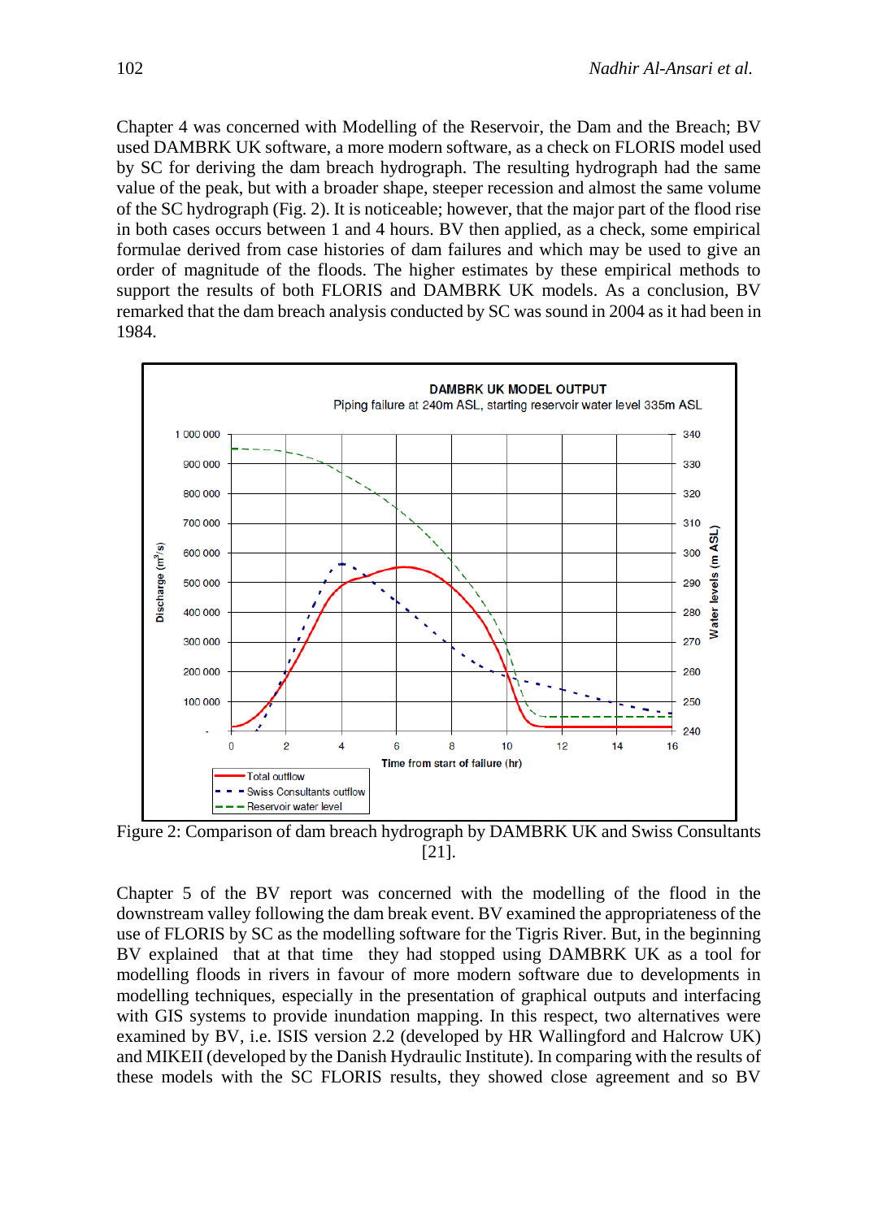Chapter 4 was concerned with Modelling of the Reservoir, the Dam and the Breach; BV used DAMBRK UK software, a more modern software, as a check on FLORIS model used by SC for deriving the dam breach hydrograph. The resulting hydrograph had the same value of the peak, but with a broader shape, steeper recession and almost the same volume of the SC hydrograph (Fig. 2). It is noticeable; however, that the major part of the flood rise in both cases occurs between 1 and 4 hours. BV then applied, as a check, some empirical formulae derived from case histories of dam failures and which may be used to give an order of magnitude of the floods. The higher estimates by these empirical methods to support the results of both FLORIS and DAMBRK UK models. As a conclusion, BV remarked that the dam breach analysis conducted by SC was sound in 2004 as it had been in 1984.

Figure 2: Comparison of dam breach hydrograph by DAMBRK UK and Swiss Consultants [21].

Chapter 5 of the BV report was concerned with the modelling of the flood in the downstream valley following the dam break event. BV examined the appropriateness of the use of FLORIS by SC as the modelling software for the Tigris River. But, in the beginning BV explained that at that time they had stopped using DAMBRK UK as a tool for modelling floods in rivers in favour of more modern software due to developments in modelling techniques, especially in the presentation of graphical outputs and interfacing with GIS systems to provide inundation mapping. In this respect, two alternatives were examined by BV, i.e. ISIS version 2.2 (developed by HR Wallingford and Halcrow UK) and MIKEII (developed by the Danish Hydraulic Institute). In comparing with the results of these models with the SC FLORIS results, they showed close agreement and so BV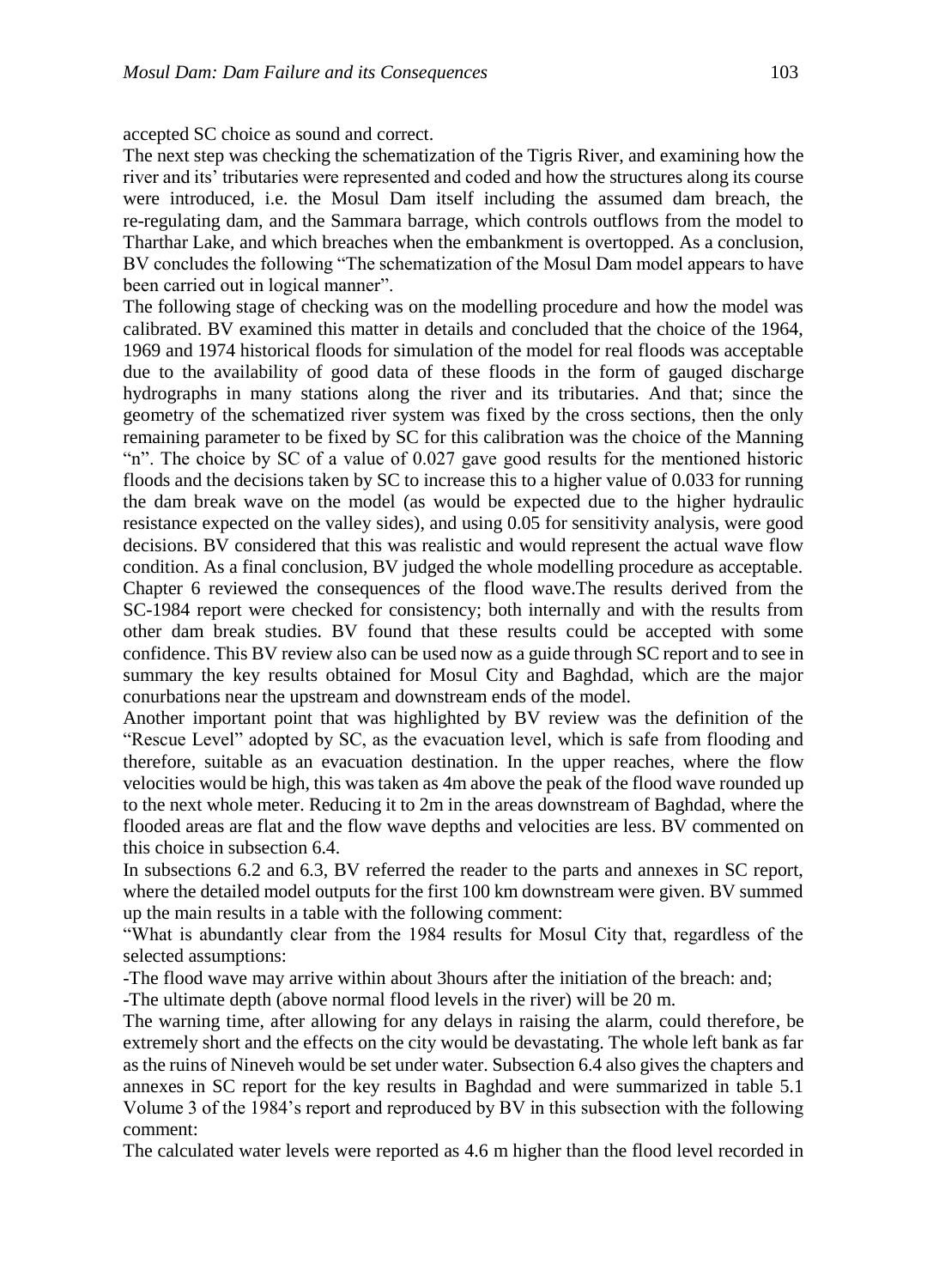accepted SC choice as sound and correct.

The next step was checking the schematization of the Tigris River, and examining how the river and its' tributaries were represented and coded and how the structures along its course were introduced, i.e. the Mosul Dam itself including the assumed dam breach, the re-regulating dam, and the Sammara barrage, which controls outflows from the model to Tharthar Lake, and which breaches when the embankment is overtopped. As a conclusion, BV concludes the following "The schematization of the Mosul Dam model appears to have been carried out in logical manner".

The following stage of checking was on the modelling procedure and how the model was calibrated. BV examined this matter in details and concluded that the choice of the 1964, 1969 and 1974 historical floods for simulation of the model for real floods was acceptable due to the availability of good data of these floods in the form of gauged discharge hydrographs in many stations along the river and its tributaries. And that; since the geometry of the schematized river system was fixed by the cross sections, then the only remaining parameter to be fixed by SC for this calibration was the choice of the Manning "n". The choice by SC of a value of 0.027 gave good results for the mentioned historic floods and the decisions taken by SC to increase this to a higher value of 0.033 for running the dam break wave on the model (as would be expected due to the higher hydraulic resistance expected on the valley sides), and using 0.05 for sensitivity analysis, were good decisions. BV considered that this was realistic and would represent the actual wave flow condition. As a final conclusion, BV judged the whole modelling procedure as acceptable.

Chapter 6 reviewed the consequences of the flood wave.The results derived from the SC-1984 report were checked for consistency; both internally and with the results from other dam break studies. BV found that these results could be accepted with some confidence. This BV review also can be used now as a guide through SC report and to see in summary the key results obtained for Mosul City and Baghdad, which are the major conurbations near the upstream and downstream ends of the model.

Another important point that was highlighted by BV review was the definition of the "Rescue Level" adopted by SC, as the evacuation level, which is safe from flooding and therefore, suitable as an evacuation destination. In the upper reaches, where the flow velocities would be high, this was taken as 4m above the peak of the flood wave rounded up to the next whole meter. Reducing it to 2m in the areas downstream of Baghdad, where the flooded areas are flat and the flow wave depths and velocities are less. BV commented on this choice in subsection 6.4.

In subsections 6.2 and 6.3, BV referred the reader to the parts and annexes in SC report, where the detailed model outputs for the first 100 km downstream were given. BV summed up the main results in a table with the following comment:

"What is abundantly clear from the 1984 results for Mosul City that, regardless of the selected assumptions:

-The flood wave may arrive within about 3hours after the initiation of the breach: and;

-The ultimate depth (above normal flood levels in the river) will be 20 m.

The warning time, after allowing for any delays in raising the alarm, could therefore, be extremely short and the effects on the city would be devastating. The whole left bank as far as the ruins of Nineveh would be set under water. Subsection 6.4 also gives the chapters and annexes in SC report for the key results in Baghdad and were summarized in table 5.1 Volume 3 of the 1984's report and reproduced by BV in this subsection with the following comment:

The calculated water levels were reported as 4.6 m higher than the flood level recorded in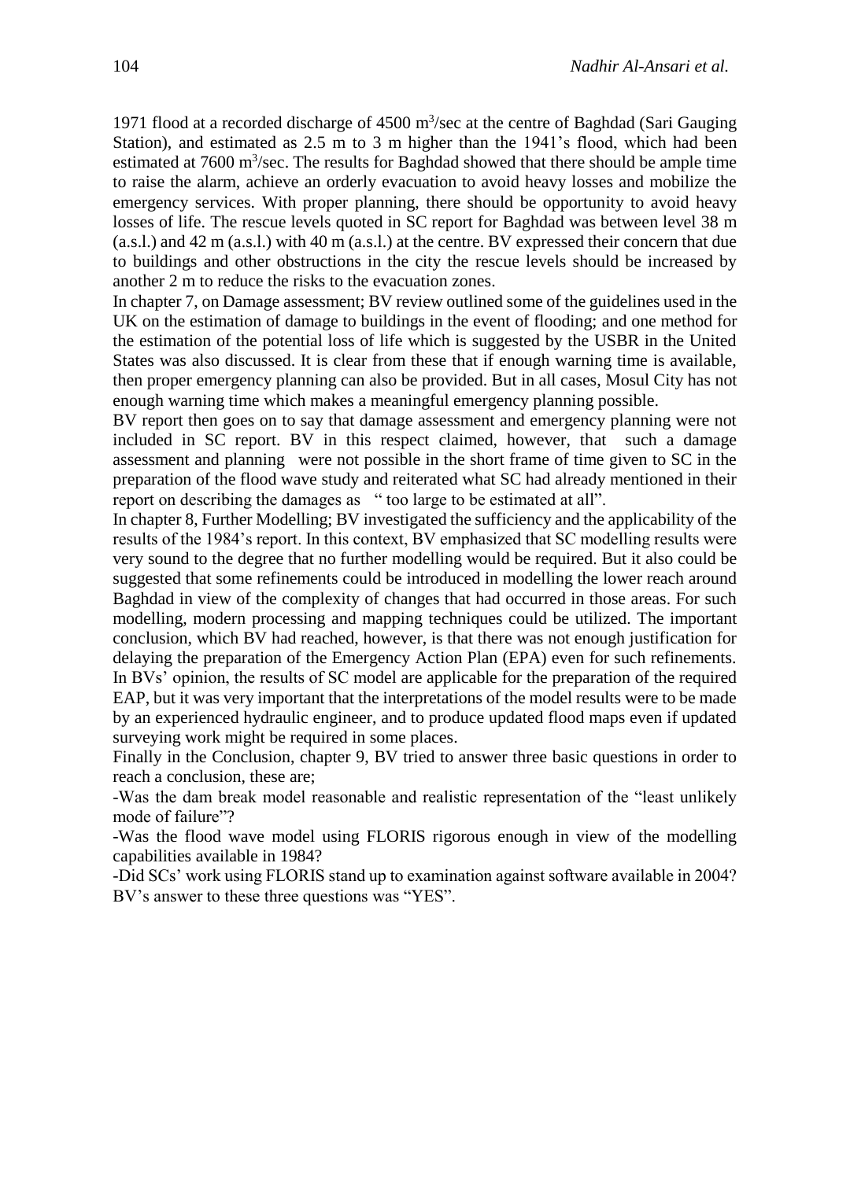1971 flood at a recorded discharge of 4500 $m^3$/sec at the centre of Baghdad (Sari Gauging Station), and estimated as 2.5 m to 3 m higher than the 1941's flood, which had been estimated at 7600 $m^3$/sec. The results for Baghdad showed that there should be ample time to raise the alarm, achieve an orderly evacuation to avoid heavy losses and mobilize the emergency services. With proper planning, there should be opportunity to avoid heavy losses of life. The rescue levels quoted in SC report for Baghdad was between level 38 m (a.s.l.) and 42 m (a.s.l.) with 40 m (a.s.l.) at the centre. BV expressed their concern that due to buildings and other obstructions in the city the rescue levels should be increased by another 2 m to reduce the risks to the evacuation zones.

In chapter 7, on Damage assessment; BV review outlined some of the guidelines used in the UK on the estimation of damage to buildings in the event of flooding; and one method for the estimation of the potential loss of life which is suggested by the USBR in the United States was also discussed. It is clear from these that if enough warning time is available, then proper emergency planning can also be provided. But in all cases, Mosul City has not enough warning time which makes a meaningful emergency planning possible.

BV report then goes on to say that damage assessment and emergency planning were not included in SC report. BV in this respect claimed, however, that such a damage assessment and planning were not possible in the short frame of time given to SC in the preparation of the flood wave study and reiterated what SC had already mentioned in their report on describing the damages as " too large to be estimated at all".

In chapter 8, Further Modelling; BV investigated the sufficiency and the applicability of the results of the 1984's report. In this context, BV emphasized that SC modelling results were very sound to the degree that no further modelling would be required. But it also could be suggested that some refinements could be introduced in modelling the lower reach around Baghdad in view of the complexity of changes that had occurred in those areas. For such modelling, modern processing and mapping techniques could be utilized. The important conclusion, which BV had reached, however, is that there was not enough justification for delaying the preparation of the Emergency Action Plan (EPA) even for such refinements. In BVs' opinion, the results of SC model are applicable for the preparation of the required EAP, but it was very important that the interpretations of the model results were to be made by an experienced hydraulic engineer, and to produce updated flood maps even if updated surveying work might be required in some places.

Finally in the Conclusion, chapter 9, BV tried to answer three basic questions in order to reach a conclusion, these are;

-Was the dam break model reasonable and realistic representation of the "least unlikely mode of failure"?

-Was the flood wave model using FLORIS rigorous enough in view of the modelling capabilities available in 1984?

-Did SCs' work using FLORIS stand up to examination against software available in 2004?

BV's answer to these three questions was "YES".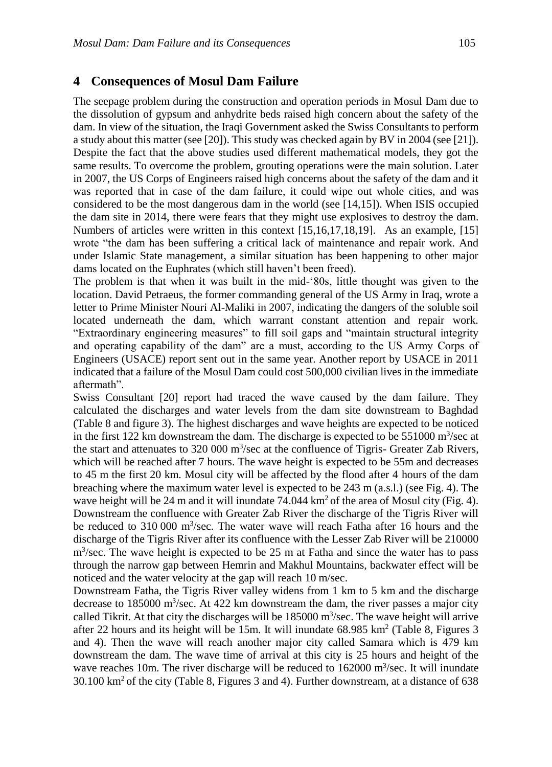## 4 Consequences of Mosul Dam Failure

The seepage problem during the construction and operation periods in Mosul Dam due to the dissolution of gypsum and anhydrite beds raised high concern about the safety of the dam. In view of the situation, the Iraqi Government asked the Swiss Consultants to perform a study about this matter (see [20]). This study was checked again by BV in 2004 (see [21]). Despite the fact that the above studies used different mathematical models, they got the same results. To overcome the problem, grouting operations were the main solution. Later in 2007, the US Corps of Engineers raised high concerns about the safety of the dam and it was reported that in case of the dam failure, it could wipe out whole cities, and was considered to be the most dangerous dam in the world (see [14,15]). When ISIS occupied the dam site in 2014, there were fears that they might use explosives to destroy the dam. Numbers of articles were written in this context [15,16,17,18,19]. As an example, [15] wrote "the dam has been suffering a critical lack of maintenance and repair work. And under Islamic State management, a similar situation has been happening to other major dams located on the Euphrates (which still haven't been freed).

The problem is that when it was built in the mid-'80s, little thought was given to the location. David Petraeus, the former commanding general of the US Army in Iraq, wrote a letter to Prime Minister Nouri Al-Maliki in 2007, indicating the dangers of the soluble soil located underneath the dam, which warrant constant attention and repair work. "Extraordinary engineering measures" to fill soil gaps and "maintain structural integrity and operating capability of the dam" are a must, according to the US Army Corps of Engineers (USACE) report sent out in the same year. Another report by USACE in 2011 indicated that a failure of the Mosul Dam could cost 500,000 civilian lives in the immediate aftermath".

Swiss Consultant [20] report had traced the wave caused by the dam failure. They calculated the discharges and water levels from the dam site downstream to Baghdad (Table 8 and figure 3). The highest discharges and wave heights are expected to be noticed in the first 122 km downstream the dam. The discharge is expected to be 551000 $m^3$/sec at the start and attenuates to 320 000 $m^3$/sec at the confluence of Tigris- Greater Zab Rivers, which will be reached after 7 hours. The wave height is expected to be 55m and decreases to 45 m the first 20 km. Mosul city will be affected by the flood after 4 hours of the dam breaching where the maximum water level is expected to be 243 m (a.s.l.) (see Fig. 4). The wave height will be 24 m and it will inundate 74.044 $km^2$ of the area of Mosul city (Fig. 4). Downstream the confluence with Greater Zab River the discharge of the Tigris River will be reduced to 310 000 $m^3$/sec. The water wave will reach Fatha after 16 hours and the discharge of the Tigris River after its confluence with the Lesser Zab River will be 210000 $m^3$/sec. The wave height is expected to be 25 m at Fatha and since the water has to pass through the narrow gap between Hemrin and Makhul Mountains, backwater effect will be noticed and the water velocity at the gap will reach 10 m/sec.

Downstream Fatha, the Tigris River valley widens from 1 km to 5 km and the discharge decrease to 185000 $m^3$/sec. At 422 km downstream the dam, the river passes a major city called Tikrit. At that city the discharges will be 185000 $m^3$/sec. The wave height will arrive after 22 hours and its height will be 15m. It will inundate 68.985 $km^2$ (Table 8, Figures 3 and 4). Then the wave will reach another major city called Samara which is 479 km downstream the dam. The wave time of arrival at this city is 25 hours and height of the wave reaches 10m. The river discharge will be reduced to 162000 $m^3$/sec. It will inundate 30.100 $km^2$ of the city (Table 8, Figures 3 and 4). Further downstream, at a distance of 638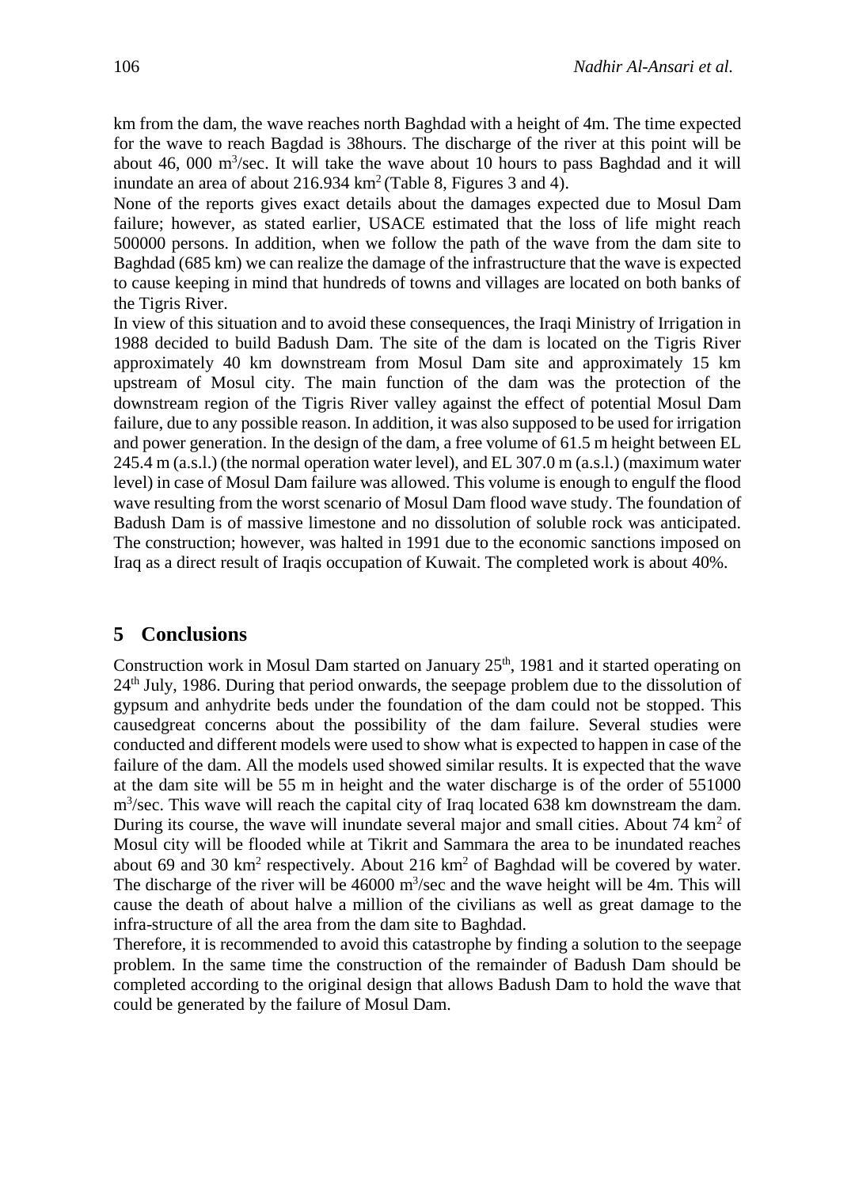km from the dam, the wave reaches north Baghdad with a height of 4m. The time expected for the wave to reach Bagdad is 38hours. The discharge of the river at this point will be about 46, 000 $m^3$/sec. It will take the wave about 10 hours to pass Baghdad and it will inundate an area of about 216.934 $km^2$ (Table 8, Figures 3 and 4).

None of the reports gives exact details about the damages expected due to Mosul Dam failure; however, as stated earlier, USACE estimated that the loss of life might reach 500000 persons. In addition, when we follow the path of the wave from the dam site to Baghdad (685 km) we can realize the damage of the infrastructure that the wave is expected to cause keeping in mind that hundreds of towns and villages are located on both banks of the Tigris River.

In view of this situation and to avoid these consequences, the Iraqi Ministry of Irrigation in 1988 decided to build Badush Dam. The site of the dam is located on the Tigris River approximately 40 km downstream from Mosul Dam site and approximately 15 km upstream of Mosul city. The main function of the dam was the protection of the downstream region of the Tigris River valley against the effect of potential Mosul Dam failure, due to any possible reason. In addition, it was also supposed to be used for irrigation and power generation. In the design of the dam, a free volume of 61.5 m height between EL 245.4 m (a.s.l.) (the normal operation water level), and EL 307.0 m (a.s.l.) (maximum water level) in case of Mosul Dam failure was allowed. This volume is enough to engulf the flood wave resulting from the worst scenario of Mosul Dam flood wave study. The foundation of Badush Dam is of massive limestone and no dissolution of soluble rock was anticipated. The construction; however, was halted in 1991 due to the economic sanctions imposed on Iraq as a direct result of Iraqis occupation of Kuwait. The completed work is about 40%.

## 5 Conclusions

Construction work in Mosul Dam started on January 25th, 1981 and it started operating on 24th July, 1986. During that period onwards, the seepage problem due to the dissolution of gypsum and anhydrite beds under the foundation of the dam could not be stopped. This causedgreat concerns about the possibility of the dam failure. Several studies were conducted and different models were used to show what is expected to happen in case of the failure of the dam. All the models used showed similar results. It is expected that the wave at the dam site will be 55 m in height and the water discharge is of the order of 551000 $m^3$/sec. This wave will reach the capital city of Iraq located 638 km downstream the dam. During its course, the wave will inundate several major and small cities. About 74 $km^2$ of Mosul city will be flooded while at Tikrit and Sammara the area to be inundated reaches about 69 and 30 $km^2$ respectively. About 216 $km^2$ of Baghdad will be covered by water. The discharge of the river will be 46000 $m^3$/sec and the wave height will be 4m. This will cause the death of about halve a million of the civilians as well as great damage to the infra-structure of all the area from the dam site to Baghdad.

Therefore, it is recommended to avoid this catastrophe by finding a solution to the seepage problem. In the same time the construction of the remainder of Badush Dam should be completed according to the original design that allows Badush Dam to hold the wave that could be generated by the failure of Mosul Dam.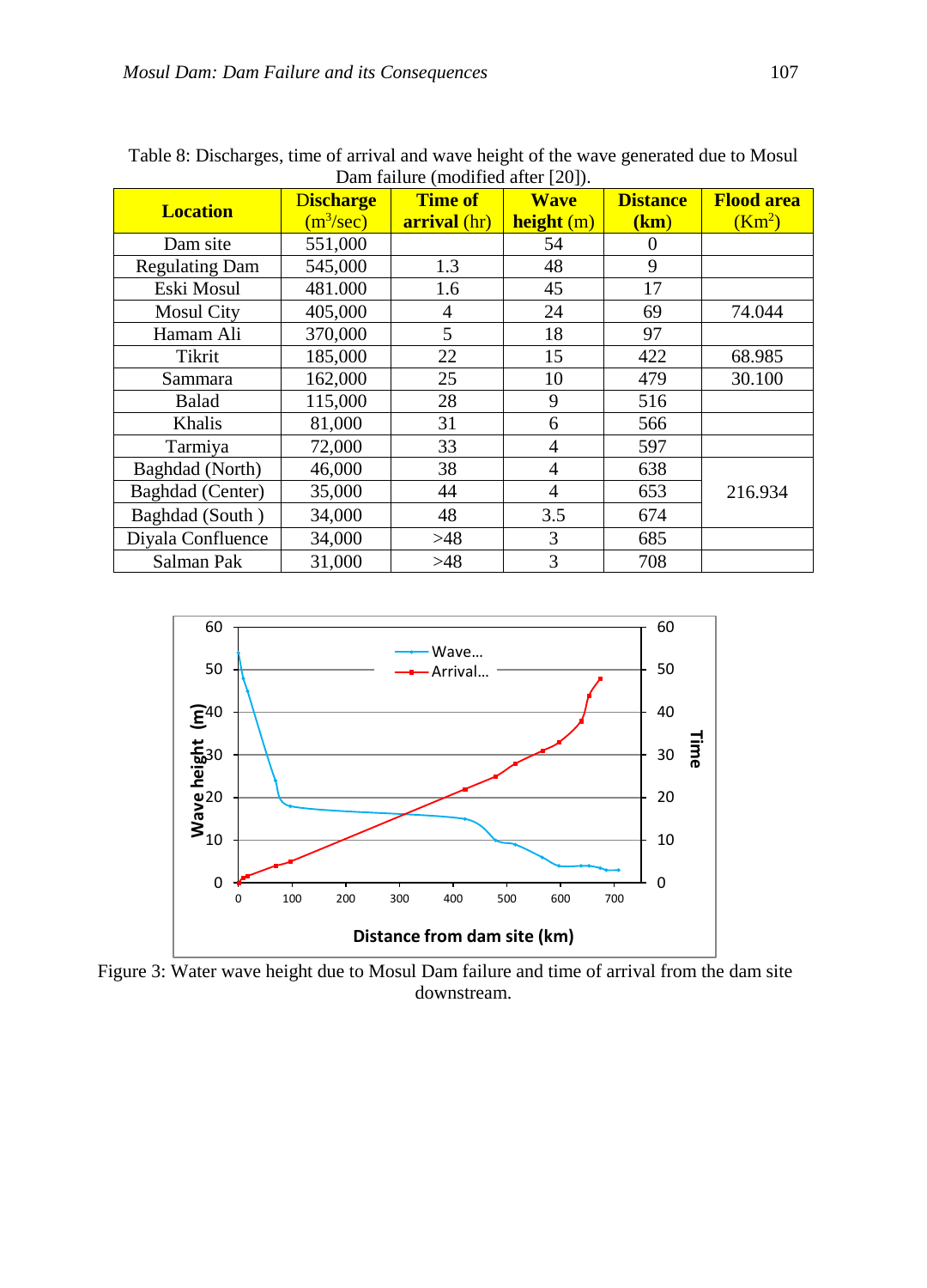Table 8: Discharges, time of arrival and wave height of the wave generated due to Mosul Dam failure (modified after [20]).

| Location | Discharge ($m^3$/sec) | Time of arrival (hr) | Wave height (m) | Distance (km) | Flood area ($Km^2$) |
|---|---|---|---|---|---|
| Dam site | 551,000 | | 54 | 0 | |
| Regulating Dam | 545,000 | 1.3 | 48 | 9 | |
| Eski Mosul | 481.000 | 1.6 | 45 | 17 | |
| Mosul City | 405,000 | 4 | 24 | 69 | 74.044 |
| Hamam Ali | 370,000 | 5 | 18 | 97 | |
| Tikrit | 185,000 | 22 | 15 | 422 | 68.985 |
| Sammara | 162,000 | 25 | 10 | 479 | 30.100 |
| Balad | 115,000 | 28 | 9 | 516 | |
| Khalis | 81,000 | 31 | 6 | 566 | |
| Tarmiya | 72,000 | 33 | 4 | 597 | |
| Baghdad (North) | 46,000 | 38 | 4 | 638 | 216.934 |
| Baghdad (Center) | 35,000 | 44 | 4 | 653 | |
| Baghdad (South ) | 34,000 | 48 | 3.5 | 674 | |
| Diyala Confluence | 34,000 | >48 | 3 | 685 | |
| Salman Pak | 31,000 | >48 | 3 | 708 | |

Figure 3: Water wave height due to Mosul Dam failure and time of arrival from the dam site downstream.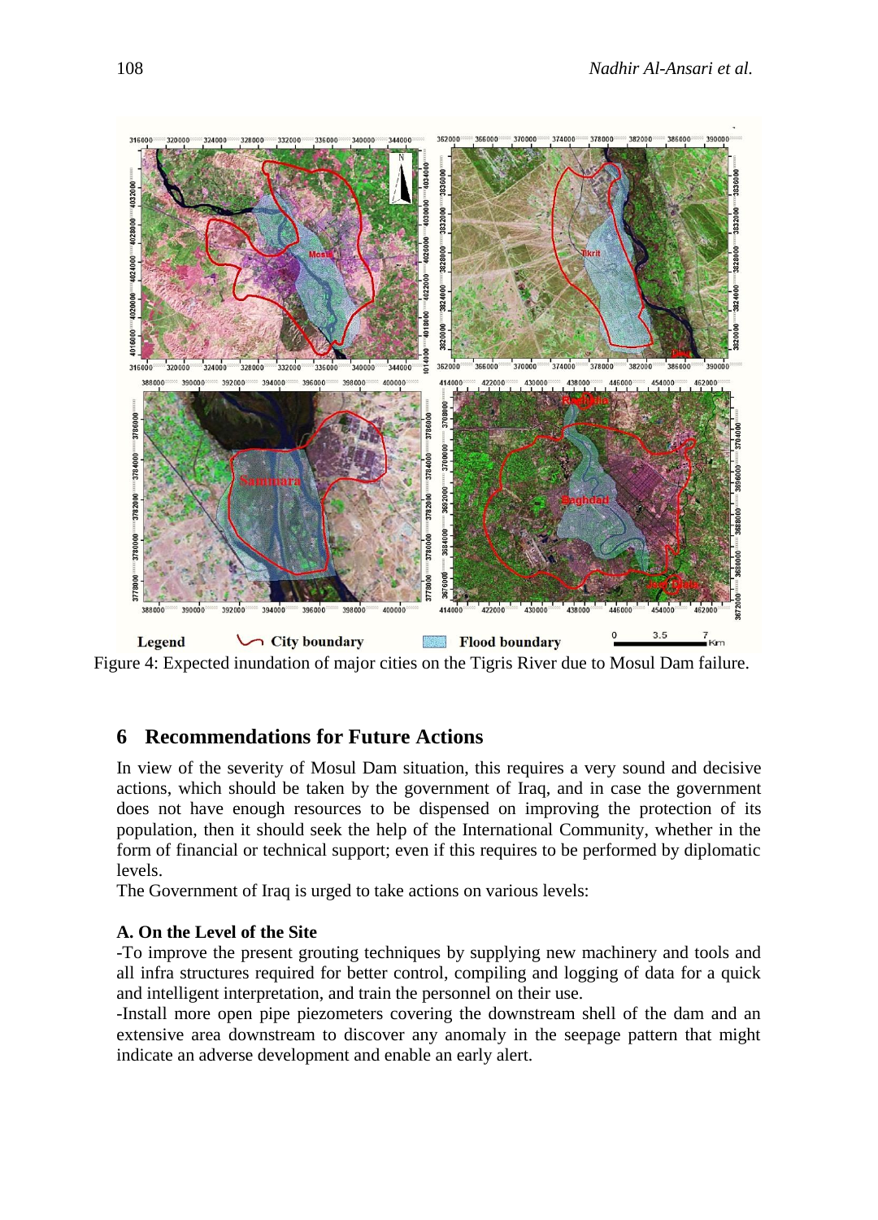Legend City boundary Flood boundary 0 3.5 7 Km

Figure 4: Expected inundation of major cities on the Tigris River due to Mosul Dam failure.

## 6 Recommendations for Future Actions

In view of the severity of Mosul Dam situation, this requires a very sound and decisive actions, which should be taken by the government of Iraq, and in case the government does not have enough resources to be dispensed on improving the protection of its population, then it should seek the help of the International Community, whether in the form of financial or technical support; even if this requires to be performed by diplomatic levels.

The Government of Iraq is urged to take actions on various levels:

**A. On the Level of the Site**

-To improve the present grouting techniques by supplying new machinery and tools and all infra structures required for better control, compiling and logging of data for a quick and intelligent interpretation, and train the personnel on their use.

-Install more open pipe piezometers covering the downstream shell of the dam and an extensive area downstream to discover any anomaly in the seepage pattern that might indicate an adverse development and enable an early alert.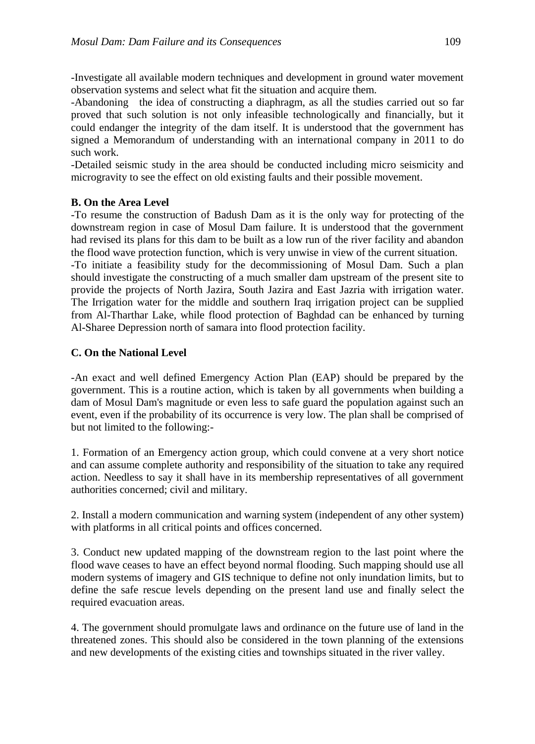-Investigate all available modern techniques and development in ground water movement observation systems and select what fit the situation and acquire them.

-Abandoning the idea of constructing a diaphragm, as all the studies carried out so far proved that such solution is not only infeasible technologically and financially, but it could endanger the integrity of the dam itself. It is understood that the government has signed a Memorandum of understanding with an international company in 2011 to do such work.

-Detailed seismic study in the area should be conducted including micro seismicity and microgravity to see the effect on old existing faults and their possible movement.

**B. On the Area Level**

-To resume the construction of Badush Dam as it is the only way for protecting of the downstream region in case of Mosul Dam failure. It is understood that the government had revised its plans for this dam to be built as a low run of the river facility and abandon the flood wave protection function, which is very unwise in view of the current situation.

-To initiate a feasibility study for the decommissioning of Mosul Dam. Such a plan should investigate the constructing of a much smaller dam upstream of the present site to provide the projects of North Jazira, South Jazira and East Jazria with irrigation water. The Irrigation water for the middle and southern Iraq irrigation project can be supplied from Al-Tharthar Lake, while flood protection of Baghdad can be enhanced by turning Al-Sharee Depression north of samara into flood protection facility.

**C. On the National Level**

-An exact and well defined Emergency Action Plan (EAP) should be prepared by the government. This is a routine action, which is taken by all governments when building a dam of Mosul Dam's magnitude or even less to safe guard the population against such an event, even if the probability of its occurrence is very low. The plan shall be comprised of but not limited to the following:-

1. Formation of an Emergency action group, which could convene at a very short notice and can assume complete authority and responsibility of the situation to take any required action. Needless to say it shall have in its membership representatives of all government authorities concerned; civil and military.

2. Install a modern communication and warning system (independent of any other system) with platforms in all critical points and offices concerned.

3. Conduct new updated mapping of the downstream region to the last point where the flood wave ceases to have an effect beyond normal flooding. Such mapping should use all modern systems of imagery and GIS technique to define not only inundation limits, but to define the safe rescue levels depending on the present land use and finally select the required evacuation areas.

4. The government should promulgate laws and ordinance on the future use of land in the threatened zones. This should also be considered in the town planning of the extensions and new developments of the existing cities and townships situated in the river valley.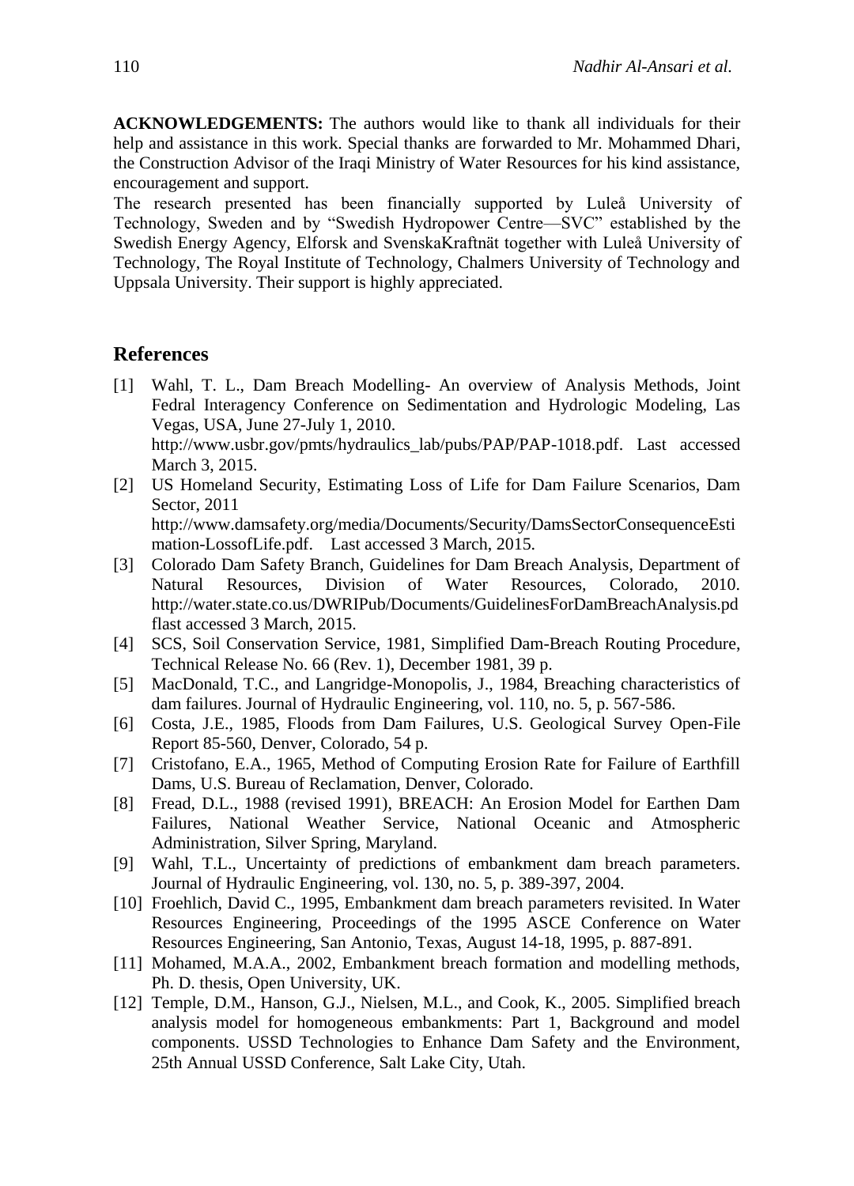**ACKNOWLEDGEMENTS:** The authors would like to thank all individuals for their help and assistance in this work. Special thanks are forwarded to Mr. Mohammed Dhari, the Construction Advisor of the Iraqi Ministry of Water Resources for his kind assistance, encouragement and support.

The research presented has been financially supported by Luleå University of Technology, Sweden and by "Swedish Hydropower Centre—SVC" established by the Swedish Energy Agency, Elforsk and SvenskaKraftnät together with Luleå University of Technology, The Royal Institute of Technology, Chalmers University of Technology and Uppsala University. Their support is highly appreciated.

## References

[1] Wahl, T. L., Dam Breach Modelling- An overview of Analysis Methods, Joint Fedral Interagency Conference on Sedimentation and Hydrologic Modeling, Las Vegas, USA, June 27-July 1, 2010. http://www.usbr.gov/pmts/hydraulics_lab/pubs/PAP/PAP-1018.pdf. Last accessed March 3, 2015.

[2] US Homeland Security, Estimating Loss of Life for Dam Failure Scenarios, Dam Sector, 2011 http://www.damsafety.org/media/Documents/Security/DamsSectorConsequenceEstimation-LossofLife.pdf. Last accessed 3 March, 2015.

[3] Colorado Dam Safety Branch, Guidelines for Dam Breach Analysis, Department of Natural Resources, Division of Water Resources, Colorado, 2010. http://water.state.co.us/DWRIPub/Documents/GuidelinesForDamBreachAnalysis.pdflast accessed 3 March, 2015.

[4] SCS, Soil Conservation Service, 1981, Simplified Dam-Breach Routing Procedure, Technical Release No. 66 (Rev. 1), December 1981, 39 p.

[5] MacDonald, T.C., and Langridge-Monopolis, J., 1984, Breaching characteristics of dam failures. Journal of Hydraulic Engineering, vol. 110, no. 5, p. 567-586.

[6] Costa, J.E., 1985, Floods from Dam Failures, U.S. Geological Survey Open-File Report 85-560, Denver, Colorado, 54 p.

[7] Cristofano, E.A., 1965, Method of Computing Erosion Rate for Failure of Earthfill Dams, U.S. Bureau of Reclamation, Denver, Colorado.

[8] Fread, D.L., 1988 (revised 1991), BREACH: An Erosion Model for Earthen Dam Failures, National Weather Service, National Oceanic and Atmospheric Administration, Silver Spring, Maryland.

[9] Wahl, T.L., Uncertainty of predictions of embankment dam breach parameters. Journal of Hydraulic Engineering, vol. 130, no. 5, p. 389-397, 2004.

[10] Froehlich, David C., 1995, Embankment dam breach parameters revisited. In Water Resources Engineering, Proceedings of the 1995 ASCE Conference on Water Resources Engineering, San Antonio, Texas, August 14-18, 1995, p. 887-891.

[11] Mohamed, M.A.A., 2002, Embankment breach formation and modelling methods, Ph. D. thesis, Open University, UK.

[12] Temple, D.M., Hanson, G.J., Nielsen, M.L., and Cook, K., 2005. Simplified breach analysis model for homogeneous embankments: Part 1, Background and model components. USSD Technologies to Enhance Dam Safety and the Environment, 25th Annual USSD Conference, Salt Lake City, Utah.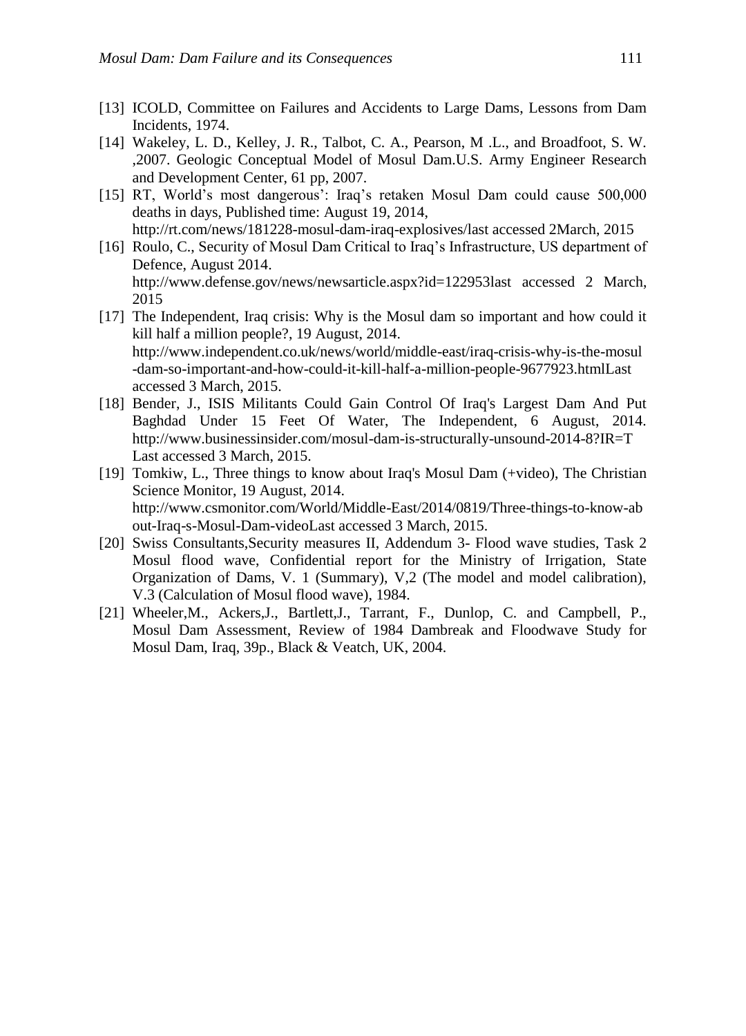[13] ICOLD, Committee on Failures and Accidents to Large Dams, Lessons from Dam Incidents, 1974.

[14] Wakeley, L. D., Kelley, J. R., Talbot, C. A., Pearson, M .L., and Broadfoot, S. W. ,2007. Geologic Conceptual Model of Mosul Dam.U.S. Army Engineer Research and Development Center, 61 pp, 2007.

[15] RT, World's most dangerous': Iraq's retaken Mosul Dam could cause 500,000 deaths in days, Published time: August 19, 2014, http://rt.com/news/181228-mosul-dam-iraq-explosives/last accessed 2March, 2015

[16] Roulo, C., Security of Mosul Dam Critical to Iraq's Infrastructure, US department of Defence, August 2014. http://www.defense.gov/news/newsarticle.aspx?id=122953last accessed 2 March, 2015

[17] The Independent, Iraq crisis: Why is the Mosul dam so important and how could it kill half a million people?, 19 August, 2014. http://www.independent.co.uk/news/world/middle-east/iraq-crisis-why-is-the-mosul-dam-so-important-and-how-could-it-kill-half-a-million-people-9677923.htmlLast accessed 3 March, 2015.

[18] Bender, J., ISIS Militants Could Gain Control Of Iraq's Largest Dam And Put Baghdad Under 15 Feet Of Water, The Independent, 6 August, 2014. http://www.businessinsider.com/mosul-dam-is-structurally-unsound-2014-8?IR=T Last accessed 3 March, 2015.

[19] Tomkiw, L., Three things to know about Iraq's Mosul Dam (+video), The Christian Science Monitor, 19 August, 2014. http://www.csmonitor.com/World/Middle-East/2014/0819/Three-things-to-know-about-Iraq-s-Mosul-Dam-videoLast accessed 3 March, 2015.

[20] Swiss Consultants,Security measures II, Addendum 3- Flood wave studies, Task 2 Mosul flood wave, Confidential report for the Ministry of Irrigation, State Organization of Dams, V. 1 (Summary), V,2 (The model and model calibration), V.3 (Calculation of Mosul flood wave), 1984.

[21] Wheeler,M., Ackers,J., Bartlett,J., Tarrant, F., Dunlop, C. and Campbell, P., Mosul Dam Assessment, Review of 1984 Dambreak and Floodwave Study for Mosul Dam, Iraq, 39p., Black & Veatch, UK, 2004.